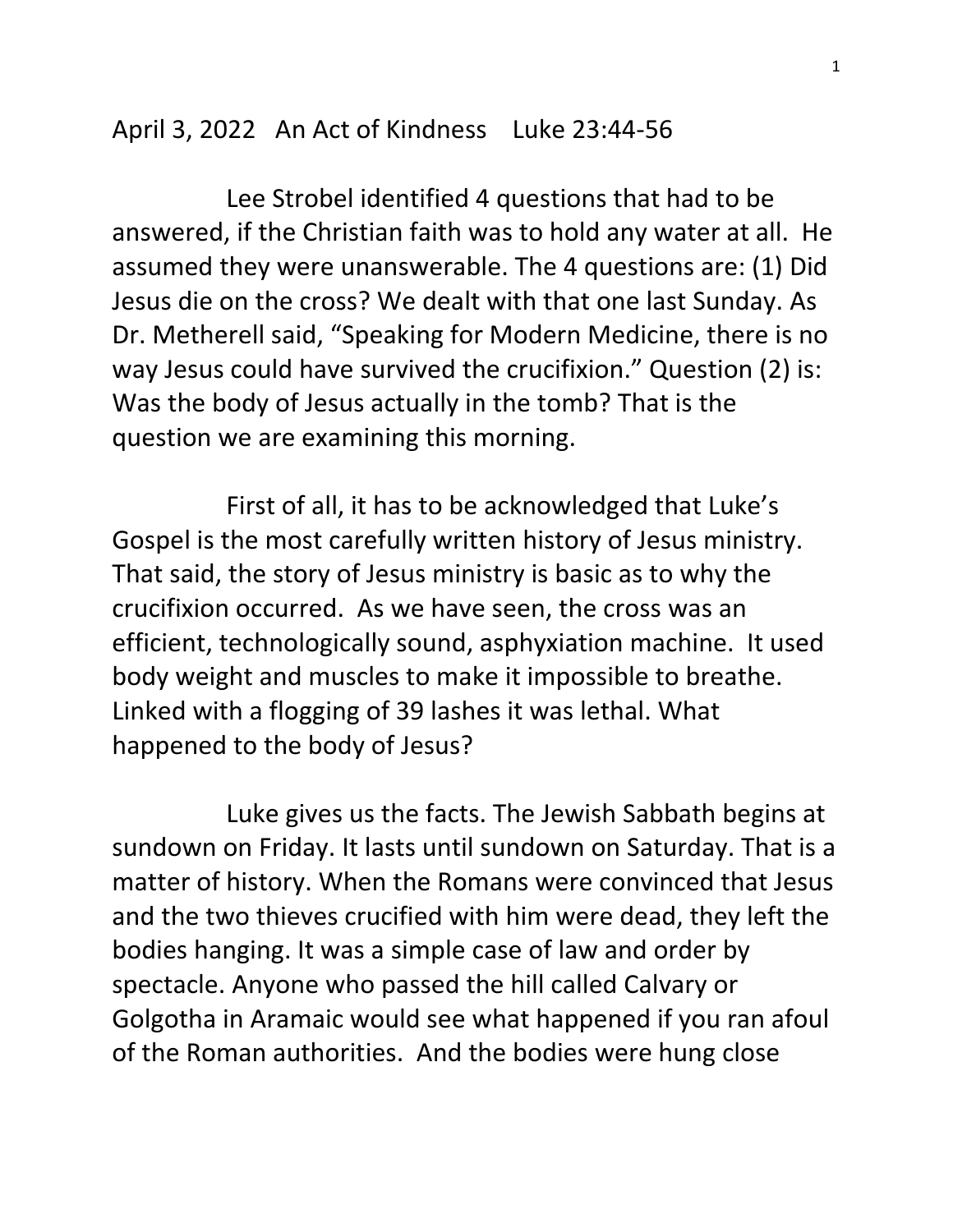April 3, 2022 An Act of Kindness Luke 23:44-56

Lee Strobel identified 4 questions that had to be answered, if the Christian faith was to hold any water at all. He assumed they were unanswerable. The 4 questions are: (1) Did Jesus die on the cross? We dealt with that one last Sunday. As Dr. Metherell said, "Speaking for Modern Medicine, there is no way Jesus could have survived the crucifixion." Question (2) is: Was the body of Jesus actually in the tomb? That is the question we are examining this morning.

First of all, it has to be acknowledged that Luke's Gospel is the most carefully written history of Jesus ministry. That said, the story of Jesus ministry is basic as to why the crucifixion occurred. As we have seen, the cross was an efficient, technologically sound, asphyxiation machine. It used body weight and muscles to make it impossible to breathe. Linked with a flogging of 39 lashes it was lethal. What happened to the body of Jesus?

Luke gives us the facts. The Jewish Sabbath begins at sundown on Friday. It lasts until sundown on Saturday. That is a matter of history. When the Romans were convinced that Jesus and the two thieves crucified with him were dead, they left the bodies hanging. It was a simple case of law and order by spectacle. Anyone who passed the hill called Calvary or Golgotha in Aramaic would see what happened if you ran afoul of the Roman authorities. And the bodies were hung close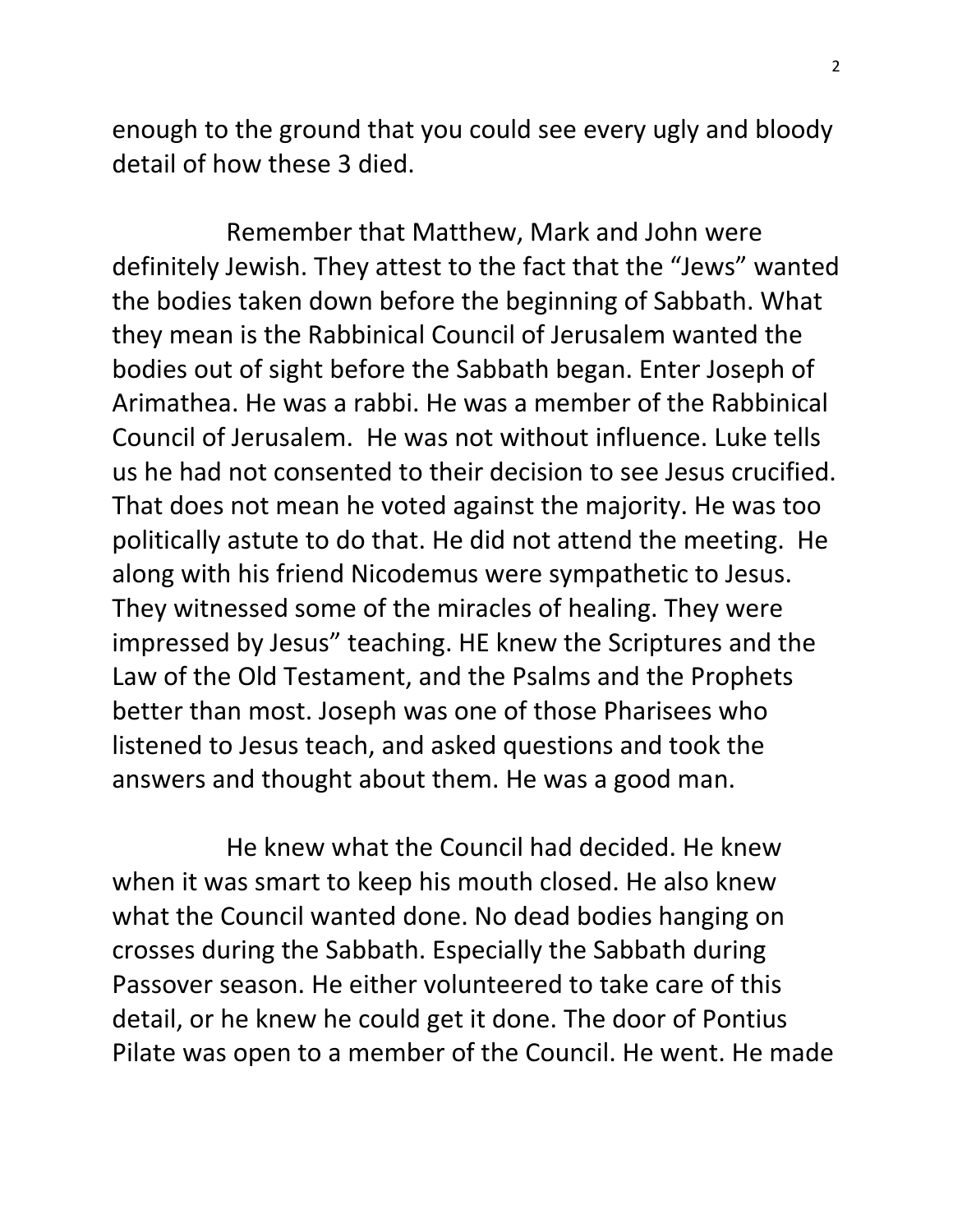enough to the ground that you could see every ugly and bloody detail of how these 3 died.

Remember that Matthew, Mark and John were definitely Jewish. They attest to the fact that the "Jews" wanted the bodies taken down before the beginning of Sabbath. What they mean is the Rabbinical Council of Jerusalem wanted the bodies out of sight before the Sabbath began. Enter Joseph of Arimathea. He was a rabbi. He was a member of the Rabbinical Council of Jerusalem. He was not without influence. Luke tells us he had not consented to their decision to see Jesus crucified. That does not mean he voted against the majority. He was too politically astute to do that. He did not attend the meeting. He along with his friend Nicodemus were sympathetic to Jesus. They witnessed some of the miracles of healing. They were impressed by Jesus" teaching. HE knew the Scriptures and the Law of the Old Testament, and the Psalms and the Prophets better than most. Joseph was one of those Pharisees who listened to Jesus teach, and asked questions and took the answers and thought about them. He was a good man.

He knew what the Council had decided. He knew when it was smart to keep his mouth closed. He also knew what the Council wanted done. No dead bodies hanging on crosses during the Sabbath. Especially the Sabbath during Passover season. He either volunteered to take care of this detail, or he knew he could get it done. The door of Pontius Pilate was open to a member of the Council. He went. He made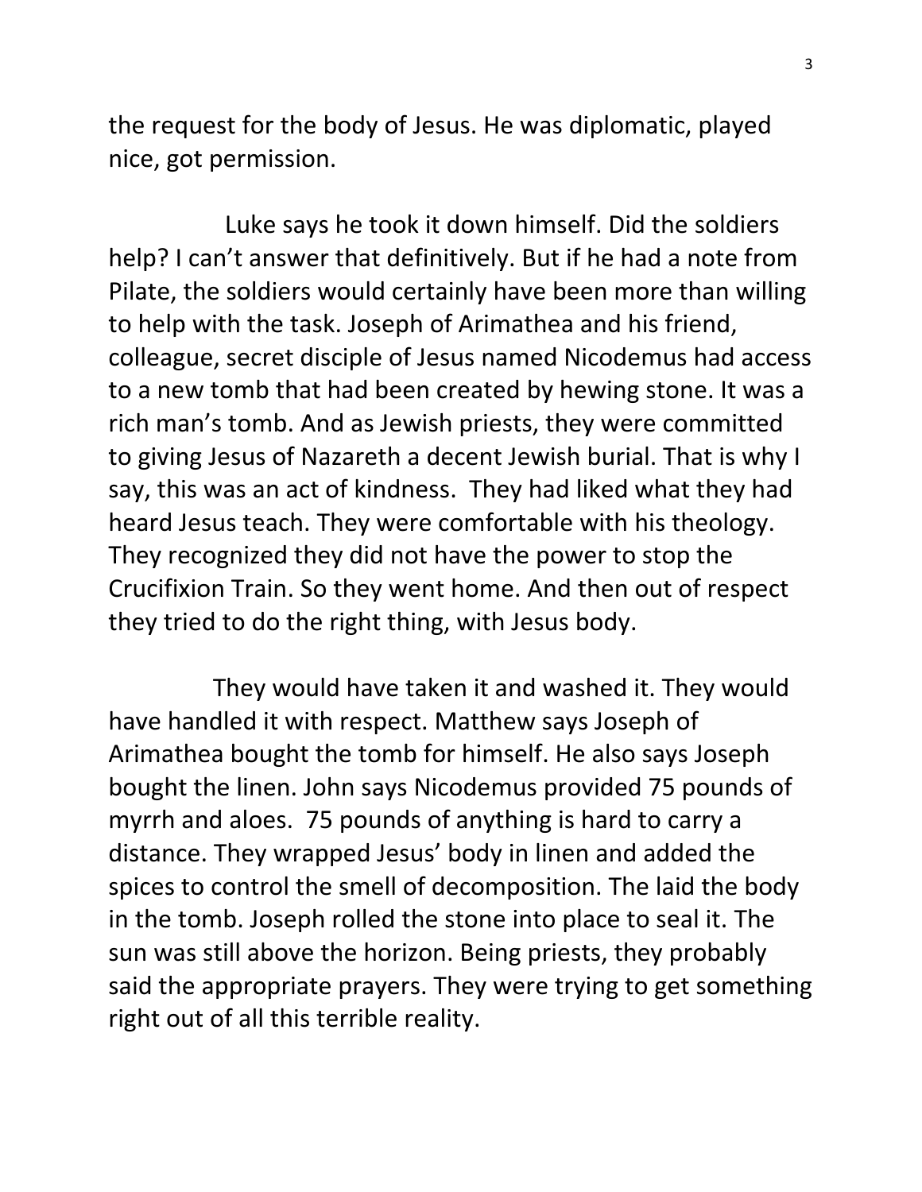the request for the body of Jesus. He was diplomatic, played nice, got permission.

Luke says he took it down himself. Did the soldiers help? I can't answer that definitively. But if he had a note from Pilate, the soldiers would certainly have been more than willing to help with the task. Joseph of Arimathea and his friend, colleague, secret disciple of Jesus named Nicodemus had access to a new tomb that had been created by hewing stone. It was a rich man's tomb. And as Jewish priests, they were committed to giving Jesus of Nazareth a decent Jewish burial. That is why I say, this was an act of kindness. They had liked what they had heard Jesus teach. They were comfortable with his theology. They recognized they did not have the power to stop the Crucifixion Train. So they went home. And then out of respect they tried to do the right thing, with Jesus body.

They would have taken it and washed it. They would have handled it with respect. Matthew says Joseph of Arimathea bought the tomb for himself. He also says Joseph bought the linen. John says Nicodemus provided 75 pounds of myrrh and aloes. 75 pounds of anything is hard to carry a distance. They wrapped Jesus' body in linen and added the spices to control the smell of decomposition. The laid the body in the tomb. Joseph rolled the stone into place to seal it. The sun was still above the horizon. Being priests, they probably said the appropriate prayers. They were trying to get something right out of all this terrible reality.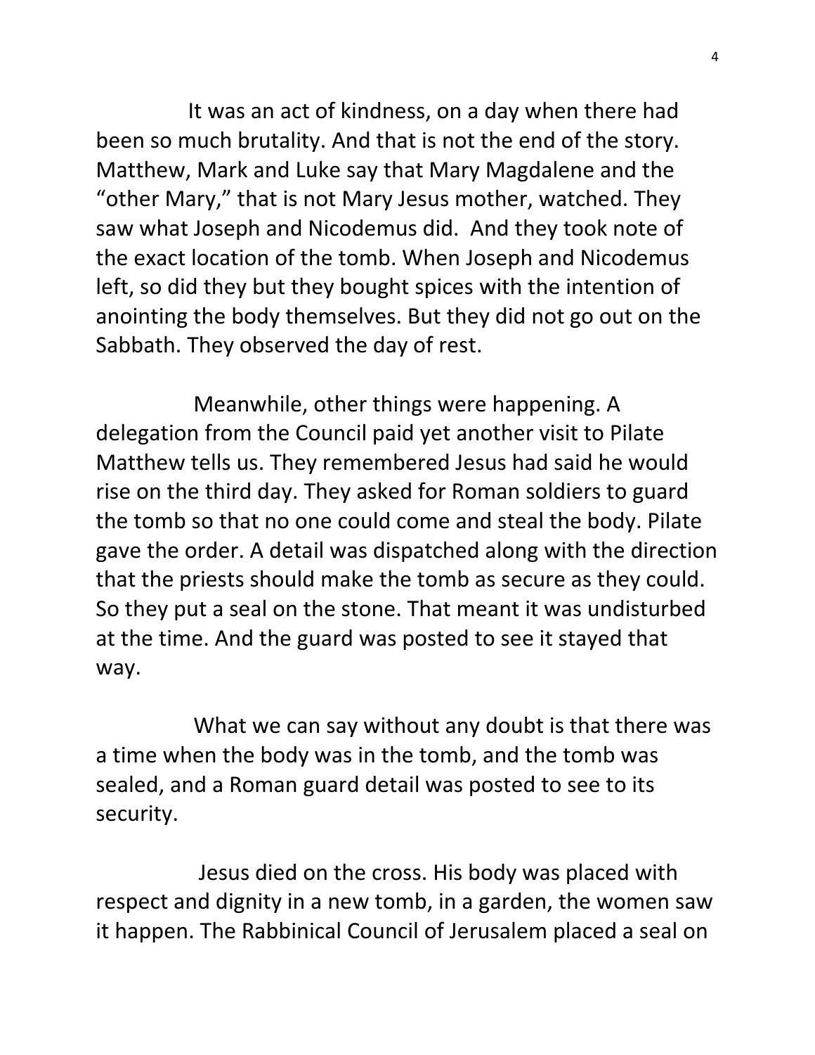It was an act of kindness, on a day when there had been so much brutality. And that is not the end of the story. Matthew, Mark and Luke say that Mary Magdalene and the "other Mary," that is not Mary Jesus mother, watched. They saw what Joseph and Nicodemus did. And they took note of the exact location of the tomb. When Joseph and Nicodemus left, so did they but they bought spices with the intention of anointing the body themselves. But they did not go out on the Sabbath. They observed the day of rest.

Meanwhile, other things were happening. A delegation from the Council paid yet another visit to Pilate Matthew tells us. They remembered Jesus had said he would rise on the third day. They asked for Roman soldiers to guard the tomb so that no one could come and steal the body. Pilate gave the order. A detail was dispatched along with the direction that the priests should make the tomb as secure as they could. So they put a seal on the stone. That meant it was undisturbed at the time. And the guard was posted to see it stayed that way.

What we can say without any doubt is that there was a time when the body was in the tomb, and the tomb was sealed, and a Roman guard detail was posted to see to its security.

Jesus died on the cross. His body was placed with respect and dignity in a new tomb, in a garden, the women saw it happen. The Rabbinical Council of Jerusalem placed a seal on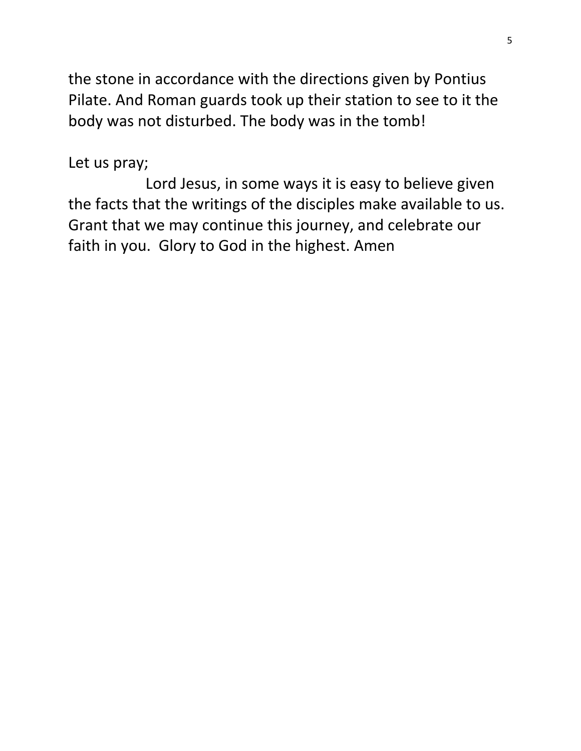the stone in accordance with the directions given by Pontius Pilate. And Roman guards took up their station to see to it the body was not disturbed. The body was in the tomb!

Let us pray;

Lord Jesus, in some ways it is easy to believe given the facts that the writings of the disciples make available to us. Grant that we may continue this journey, and celebrate our faith in you. Glory to God in the highest. Amen